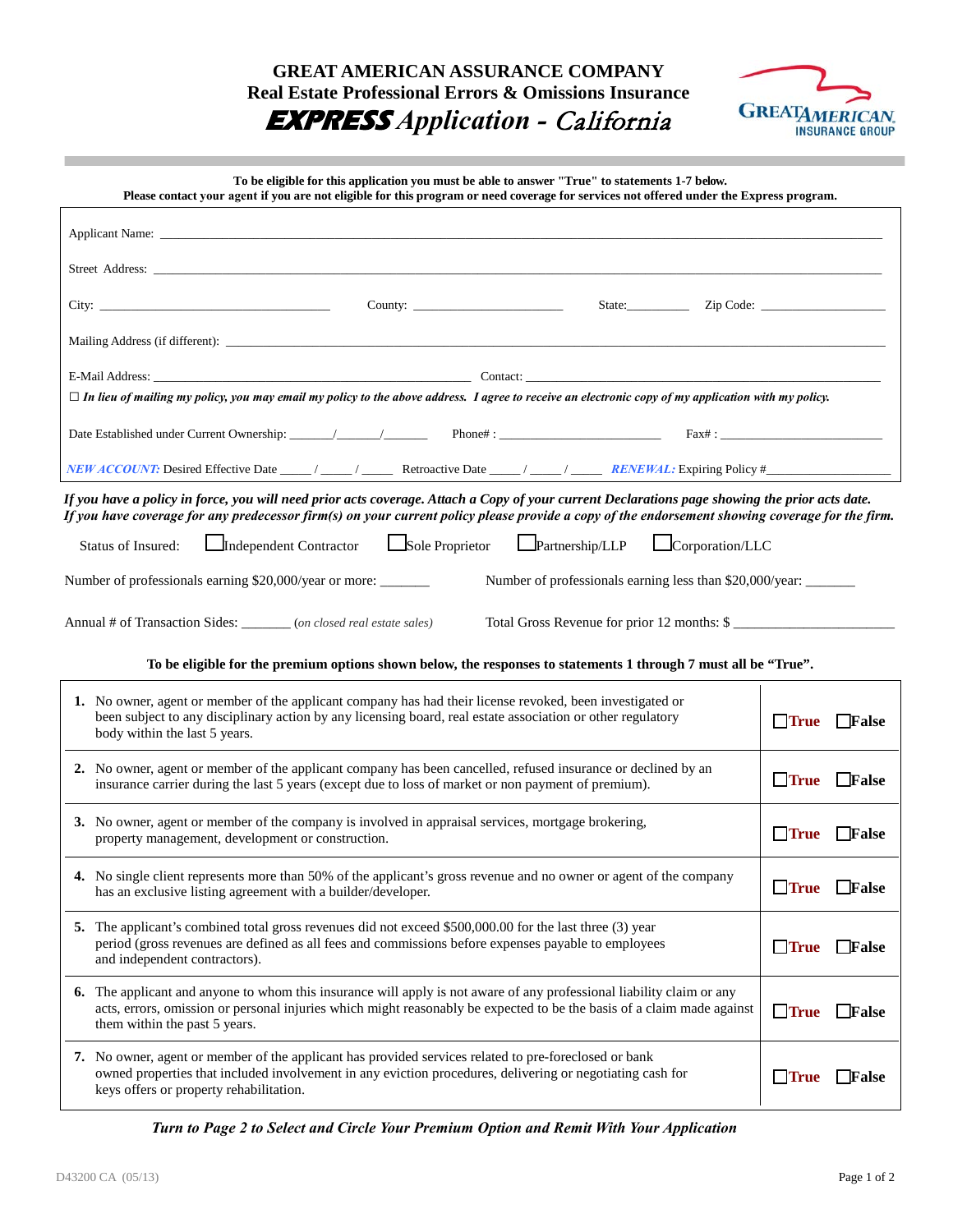# GREAT AMERICAN ASSURANCE COMPANY
## Real Estate Professional Errors & Omissions Insurance
## *EXPRESS Application - California*

GREAT AMERICAN INSURANCE GROUP

**To be eligible for this application you must be able to answer "True" to statements 1-7 below.**
**Please contact your agent if you are not eligible for this program or need coverage for services not offered under the Express program.**

Applicant Name: ______________________________________________

Street Address: ______________________________________________

City: ____________________ County: ____________________ State: ________ Zip Code: ____________________

Mailing Address (if different): ______________________________________________

E-Mail Address: ____________________________ Contact: ____________________________

☐ ***In lieu of mailing my policy, you may email my policy to the above address. I agree to receive an electronic copy of my application with my policy.***

Date Established under Current Ownership: ______/______/______ Phone# : ____________________ Fax# : ____________________

*NEW ACCOUNT:* Desired Effective Date _____ / _____ / _____ Retroactive Date _____ / _____ / _____ *RENEWAL:* Expiring Policy #__________________

***If you have a policy in force, you will need prior acts coverage. Attach a Copy of your current Declarations page showing the prior acts date. If you have coverage for any predecessor firm(s) on your current policy please provide a copy of the endorsement showing coverage for the firm.***

Status of Insured: ☐ Independent Contractor ☐ Sole Proprietor ☐ Partnership/LLP ☐ Corporation/LLC

Number of professionals earning $20,000/year or more: _______ Number of professionals earning less than $20,000/year: _______

Annual # of Transaction Sides: _______ *(on closed real estate sales)* Total Gross Revenue for prior 12 months: $ ____________________

**To be eligible for the premium options shown below, the responses to statements 1 through 7 must all be "True".**

| Statement | Response |
|---|---|
| **1.** No owner, agent or member of the applicant company has had their license revoked, been investigated or been subject to any disciplinary action by any licensing board, real estate association or other regulatory body within the last 5 years. | ☐ **True** ☐ **False** |
| **2.** No owner, agent or member of the applicant company has been cancelled, refused insurance or declined by an insurance carrier during the last 5 years (except due to loss of market or non payment of premium). | ☐ **True** ☐ **False** |
| **3.** No owner, agent or member of the company is involved in appraisal services, mortgage brokering, property management, development or construction. | ☐ **True** ☐ **False** |
| **4.** No single client represents more than 50% of the applicant's gross revenue and no owner or agent of the company has an exclusive listing agreement with a builder/developer. | ☐ **True** ☐ **False** |
| **5.** The applicant's combined total gross revenues did not exceed $500,000.00 for the last three (3) year period (gross revenues are defined as all fees and commissions before expenses payable to employees and independent contractors). | ☐ **True** ☐ **False** |
| **6.** The applicant and anyone to whom this insurance will apply is not aware of any professional liability claim or any acts, errors, omission or personal injuries which might reasonably be expected to be the basis of a claim made against them within the past 5 years. | ☐ **True** ☐ **False** |
| **7.** No owner, agent or member of the applicant has provided services related to pre-foreclosed or bank owned properties that included involvement in any eviction procedures, delivering or negotiating cash for keys offers or property rehabilitation. | ☐ **True** ☐ **False** |

***Turn to Page 2 to Select and Circle Your Premium Option and Remit With Your Application***

D43200 CA (05/13)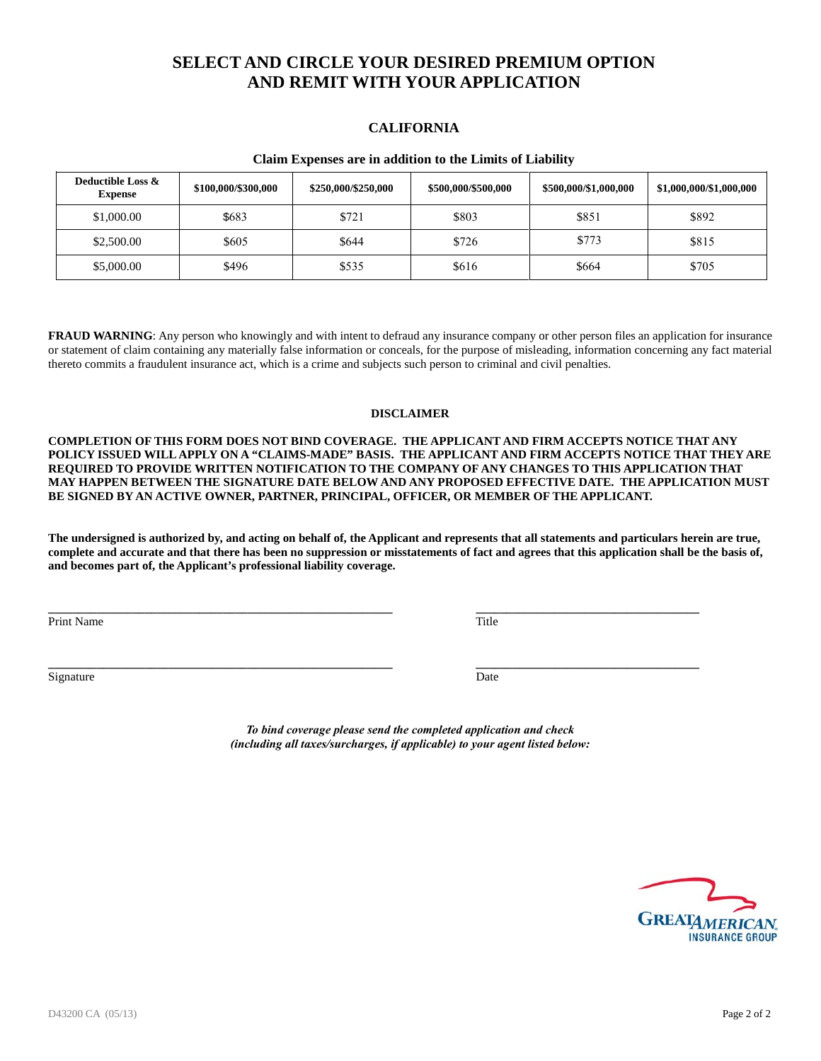# SELECT AND CIRCLE YOUR DESIRED PREMIUM OPTION AND REMIT WITH YOUR APPLICATION

## CALIFORNIA

### Claim Expenses are in addition to the Limits of Liability

| Deductible Loss & Expense | $100,000/$300,000 | $250,000/$250,000 | $500,000/$500,000 | $500,000/$1,000,000 | $1,000,000/$1,000,000 |
|---|---|---|---|---|---|
| $1,000.00 | $683 | $721 | $803 | $851 | $892 |
| $2,500.00 | $605 | $644 | $726 | $773 | $815 |
| $5,000.00 | $496 | $535 | $616 | $664 | $705 |

**FRAUD WARNING**: Any person who knowingly and with intent to defraud any insurance company or other person files an application for insurance or statement of claim containing any materially false information or conceals, for the purpose of misleading, information concerning any fact material thereto commits a fraudulent insurance act, which is a crime and subjects such person to criminal and civil penalties.

**DISCLAIMER**

**COMPLETION OF THIS FORM DOES NOT BIND COVERAGE. THE APPLICANT AND FIRM ACCEPTS NOTICE THAT ANY POLICY ISSUED WILL APPLY ON A "CLAIMS-MADE" BASIS. THE APPLICANT AND FIRM ACCEPTS NOTICE THAT THEY ARE REQUIRED TO PROVIDE WRITTEN NOTIFICATION TO THE COMPANY OF ANY CHANGES TO THIS APPLICATION THAT MAY HAPPEN BETWEEN THE SIGNATURE DATE BELOW AND ANY PROPOSED EFFECTIVE DATE. THE APPLICATION MUST BE SIGNED BY AN ACTIVE OWNER, PARTNER, PRINCIPAL, OFFICER, OR MEMBER OF THE APPLICANT.**

**The undersigned is authorized by, and acting on behalf of, the Applicant and represents that all statements and particulars herein are true, complete and accurate and that there has been no suppression or misstatements of fact and agrees that this application shall be the basis of, and becomes part of, the Applicant's professional liability coverage.**

\_\_\_\_\_\_\_\_\_\_\_\_\_\_\_\_\_\_\_\_\_\_\_\_\_\_\_\_\_\_\_\_\_\_\_\_\_\_ \_\_\_\_\_\_\_\_\_\_\_\_\_\_\_\_\_\_\_\_\_\_\_\_\_\_\_\_\_\_

Print Name Title

\_\_\_\_\_\_\_\_\_\_\_\_\_\_\_\_\_\_\_\_\_\_\_\_\_\_\_\_\_\_\_\_\_\_\_\_\_\_ \_\_\_\_\_\_\_\_\_\_\_\_\_\_\_\_\_\_\_\_\_\_\_\_\_\_\_\_\_\_

Signature Date

***To bind coverage please send the completed application and check (including all taxes/surcharges, if applicable) to your agent listed below:***

GREAT AMERICAN INSURANCE GROUP

D43200 CA (05/13)